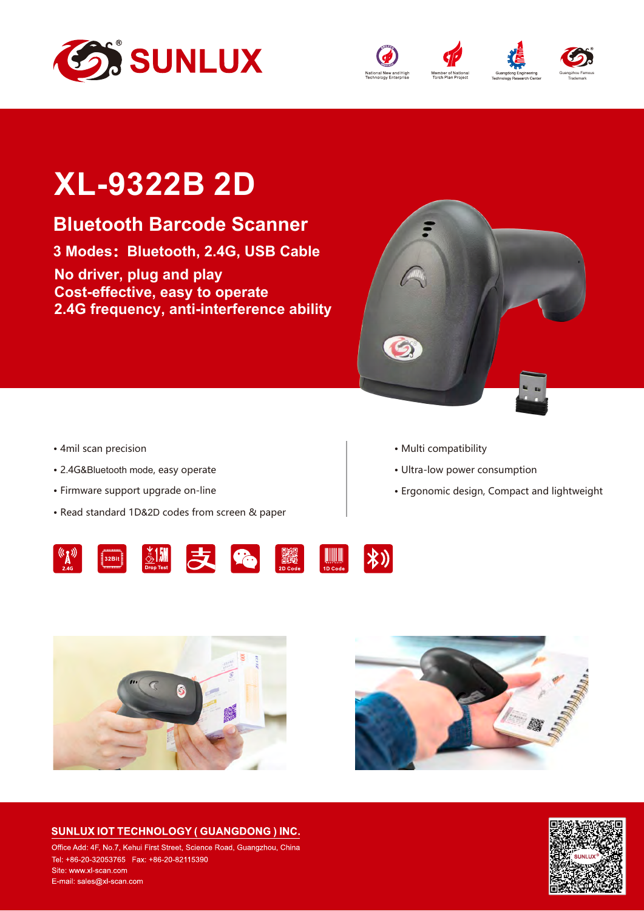# SUNLUX

National New and High Technology Enterprise | Member of National Torch Plan Project | Guangdong Engineering Technology Research Center | Guangzhou Famous Trademark

# XL-9322B 2D

## Bluetooth Barcode Scanner

**3 Modes：Bluetooth, 2.4G, USB Cable**

**No driver, plug and play**
**Cost-effective, easy to operate**
**2.4G frequency, anti-interference ability**

- 4mil scan precision
- 2.4G&Bluetooth mode, easy operate
- Firmware support upgrade on-line
- Read standard 1D&2D codes from screen & paper
- Multi compatibility
- Ultra-low power consumption
- Ergonomic design, Compact and lightweight

2.4G | 32Bit | 1.5M Drop Test | 2D Code | 1D Code

**SUNLUX IOT TECHNOLOGY ( GUANGDONG ) INC.**

Office Add: 4F, No.7, Kehui First Street, Science Road, Guangzhou, China
Tel: +86-20-32053765 Fax: +86-20-82115390
Site: www.xl-scan.com
E-mail: sales@xl-scan.com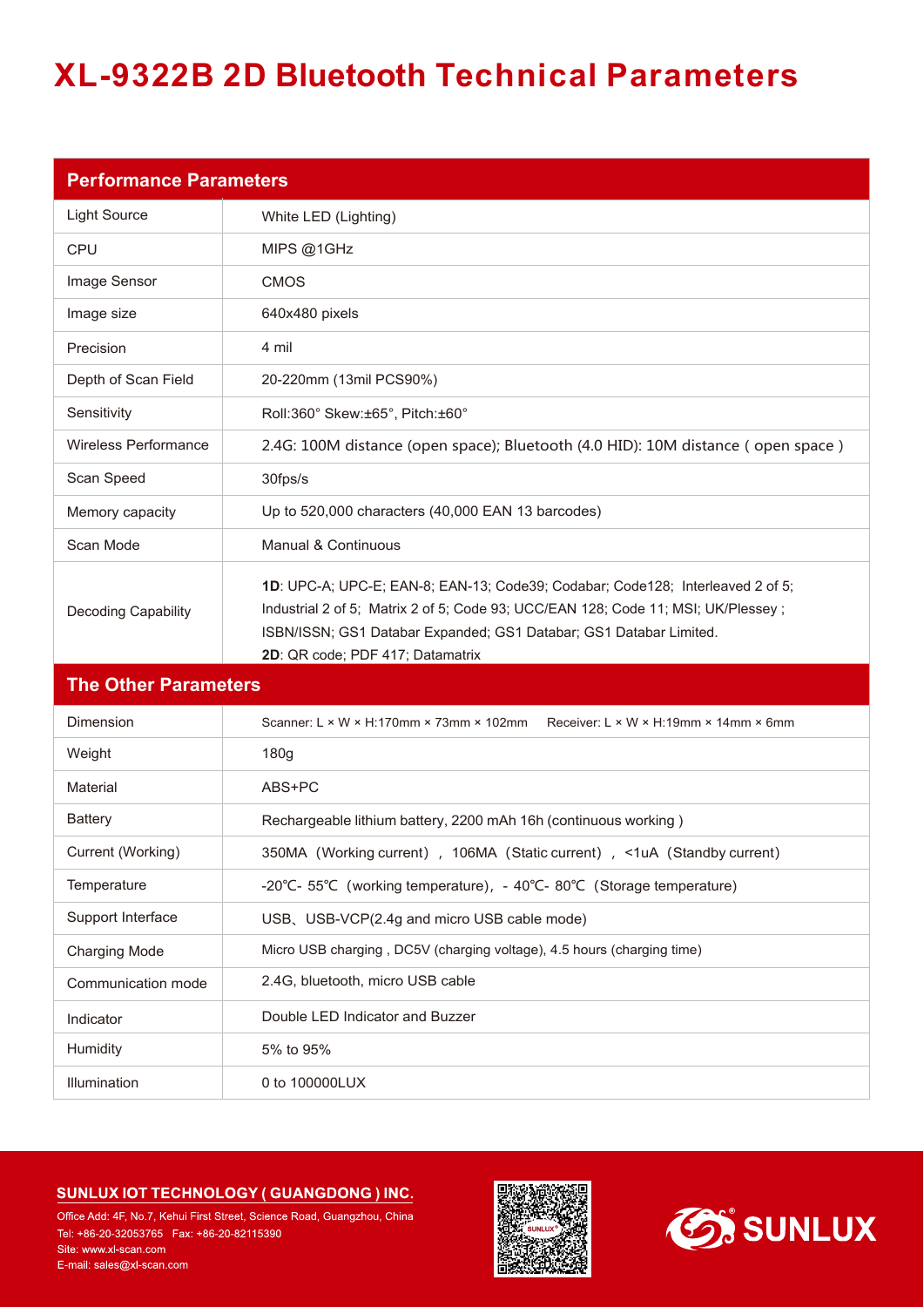# XL-9322B 2D Bluetooth Technical Parameters

| Performance Parameters | |
|---|---|
| Light Source | White LED (Lighting) |
| CPU | MIPS @1GHz |
| Image Sensor | CMOS |
| Image size | 640x480 pixels |
| Precision | 4 mil |
| Depth of Scan Field | 20-220mm (13mil PCS90%) |
| Sensitivity | Roll:360° Skew:±65°, Pitch:±60° |
| Wireless Performance | 2.4G: 100M distance (open space); Bluetooth (4.0 HID): 10M distance ( open space ) |
| Scan Speed | 30fps/s |
| Memory capacity | Up to 520,000 characters (40,000 EAN 13 barcodes) |
| Scan Mode | Manual & Continuous |
| Decoding Capability | **1D**: UPC-A; UPC-E; EAN-8; EAN-13; Code39; Codabar; Code128; Interleaved 2 of 5; Industrial 2 of 5; Matrix 2 of 5; Code 93; UCC/EAN 128; Code 11; MSI; UK/Plessey ; ISBN/ISSN; GS1 Databar Expanded; GS1 Databar; GS1 Databar Limited. **2D**: QR code; PDF 417; Datamatrix |
| **The Other Parameters** | |
| Dimension | Scanner: L × W × H:170mm × 73mm × 102mm Receiver: L × W × H:19mm × 14mm × 6mm |
| Weight | 180g |
| Material | ABS+PC |
| Battery | Rechargeable lithium battery, 2200 mAh 16h (continuous working ) |
| Current (Working) | 350MA（Working current），106MA（Static current），<1uA（Standby current) |
| Temperature | -20℃- 55℃（working temperature)，- 40℃- 80℃（Storage temperature) |
| Support Interface | USB、USB-VCP(2.4g and micro USB cable mode) |
| Charging Mode | Micro USB charging , DC5V (charging voltage), 4.5 hours (charging time) |
| Communication mode | 2.4G, bluetooth, micro USB cable |
| Indicator | Double LED Indicator and Buzzer |
| Humidity | 5% to 95% |
| Illumination | 0 to 100000LUX |

**SUNLUX IOT TECHNOLOGY ( GUANGDONG ) INC.**

Office Add: 4F, No.7, Kehui First Street, Science Road, Guangzhou, China
Tel: +86-20-32053765 Fax: +86-20-82115390
Site: www.xl-scan.com
E-mail: sales@xl-scan.com

SUNLUX